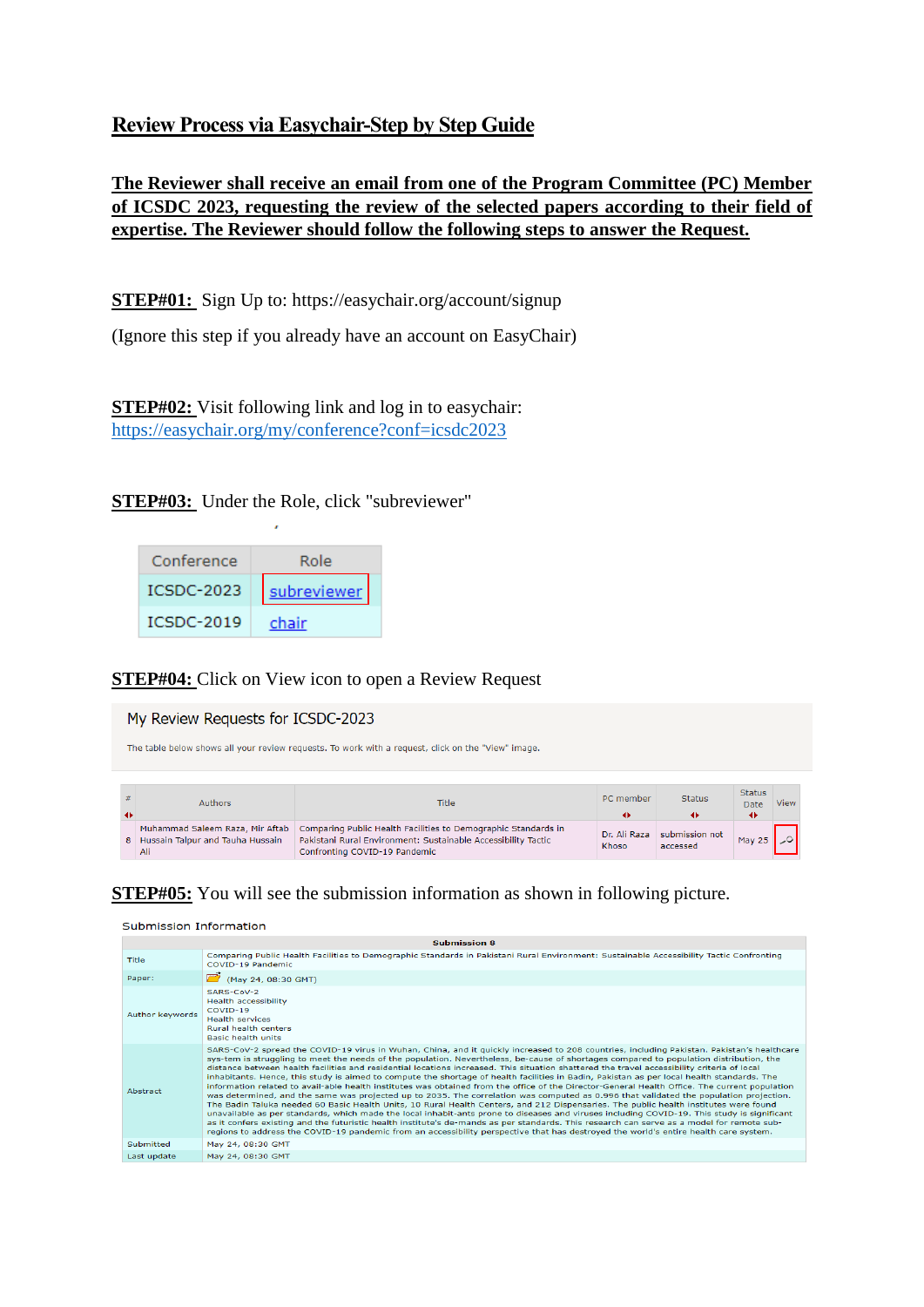# **Review Process via Easychair-Step by Step Guide**

**The Reviewer shall receive an email from one of the Program Committee (PC) Member of ICSDC 2023, requesting the review of the selected papers according to their field of expertise. The Reviewer should follow the following steps to answer the Request.**

**STEP#01:** Sign Up to: https://easychair.org/account/signup

(Ignore this step if you already have an account on EasyChair)

**STEP#02:** Visit following link and log in to easychair: https://easychair.org/my/conference?conf=icsdc2023

**STEP#03:** Under the Role, click "subreviewer"

| Conference | Role |
|---|---|
| ICSDC-2023 | subreviewer |
| ICSDC-2019 | chair |

**STEP#04:** Click on View icon to open a Review Request

My Review Requests for ICSDC-2023

The table below shows all your review requests. To work with a request, click on the "View" image.

| # | Authors | Title | PC member | Status | Status Date | View |
|---|---|---|---|---|---|---|
| 8 | Muhammad Saleem Raza, Mir Aftab Hussain Talpur and Tauha Hussain Ali | Comparing Public Health Facilities to Demographic Standards in Pakistani Rural Environment: Sustainable Accessibility Tactic Confronting COVID-19 Pandemic | Dr. Ali Raza Khoso | submission not accessed | May 25 | |

**STEP#05:** You will see the submission information as shown in following picture.

Submission Information

| Submission 8 | |
|---|---|
| Title | Comparing Public Health Facilities to Demographic Standards in Pakistani Rural Environment: Sustainable Accessibility Tactic Confronting COVID-19 Pandemic |
| Paper: | (May 24, 08:30 GMT) |
| Author keywords | SARS-CoV-2<br>Health accessibility<br>COVID-19<br>Health services<br>Rural health centers<br>Basic health units |
| Abstract | SARS-CoV-2 spread the COVID-19 virus in Wuhan, China, and it quickly increased to 208 countries, including Pakistan. Pakistan's healthcare sys-tem is struggling to meet the needs of the population. Nevertheless, be-cause of shortages compared to population distribution, the distance between health facilities and residential locations increased. This situation shattered the travel accessibility criteria of local inhabitants. Hence, this study is aimed to compute the shortage of health facilities in Badin, Pakistan as per local health standards. The information related to avail-able health institutes was obtained from the office of the Director-General Health Office. The current population was determined, and the same was projected up to 2035. The correlation was computed as 0.996 that validated the population projection. The Badin Taluka needed 60 Basic Health Units, 10 Rural Health Centers, and 212 Dispensaries. The public health institutes were found unavailable as per standards, which made the local inhab-ants prone to diseases and viruses including COVID-19. This study is significant as it confers existing and the futuristic health institute's de-mands as per standards. This research can serve as a model for remote sub-regions to address the COVID-19 pandemic from an accessibility perspective that has destroyed the world's entire health care system. |
| Submitted | May 24, 08:30 GMT |
| Last update | May 24, 08:30 GMT |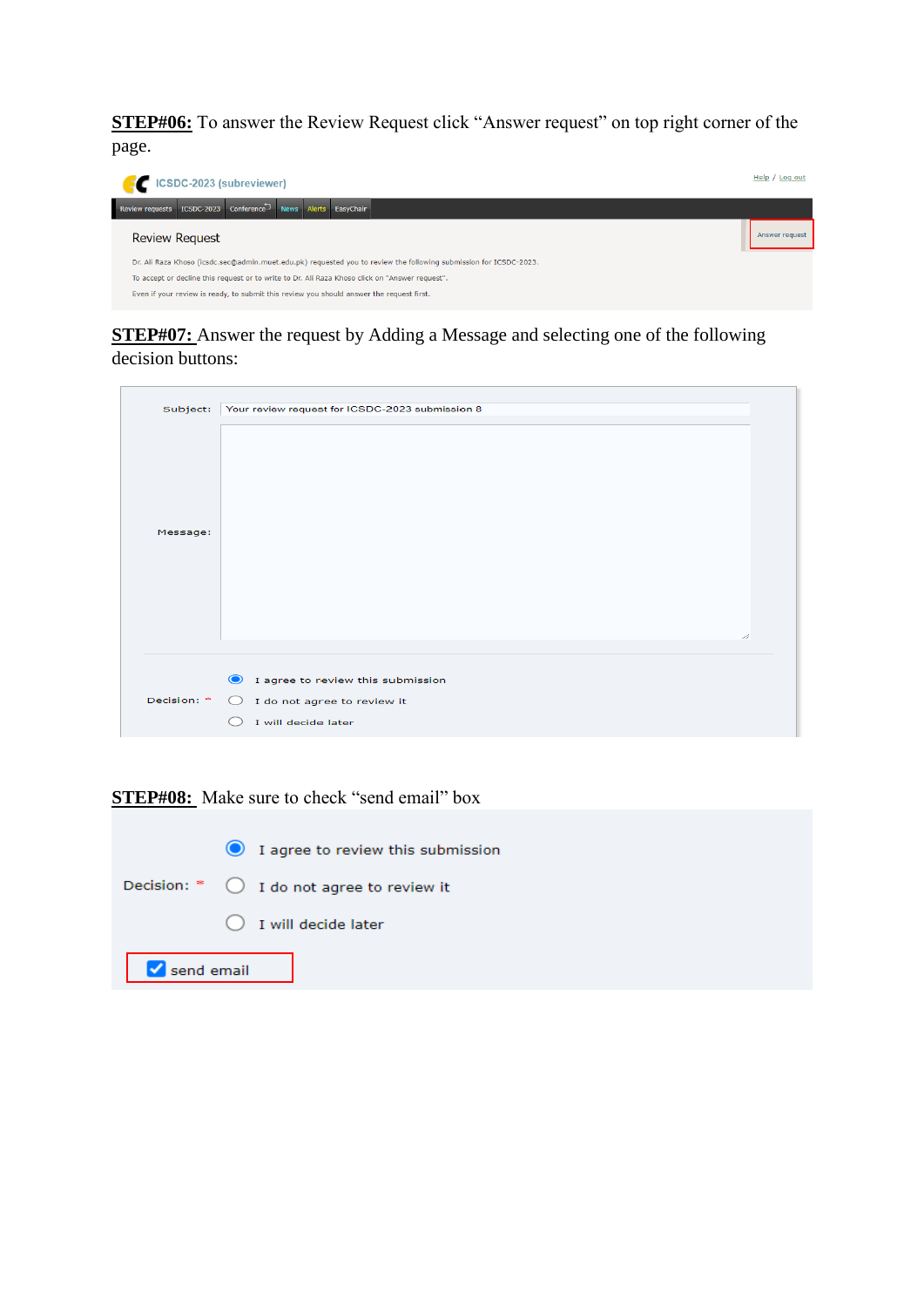**STEP#06:** To answer the Review Request click "Answer request" on top right corner of the page.

ICSDC-2023 (subreviewer)

Help / Log out

Review requests | ICSDC-2023 | Conference | News | Alerts | EasyChair

Review Request

Answer request

Dr. Ali Raza Khoso (icsdc.sec@admin.muet.edu.pk) requested you to review the following submission for ICSDC-2023.

To accept or decline this request or to write to Dr. Ali Raza Khoso click on "Answer request".

Even if your review is ready, to submit this review you should answer the request first.

**STEP#07:** Answer the request by Adding a Message and selecting one of the following decision buttons:

Subject: Your review request for ICSDC-2023 submission 8

Message:

Decision: *

- I agree to review this submission
- I do not agree to review it
- I will decide later

**STEP#08:** Make sure to check "send email" box

Decision: *

- I agree to review this submission
- I do not agree to review it
- I will decide later

send email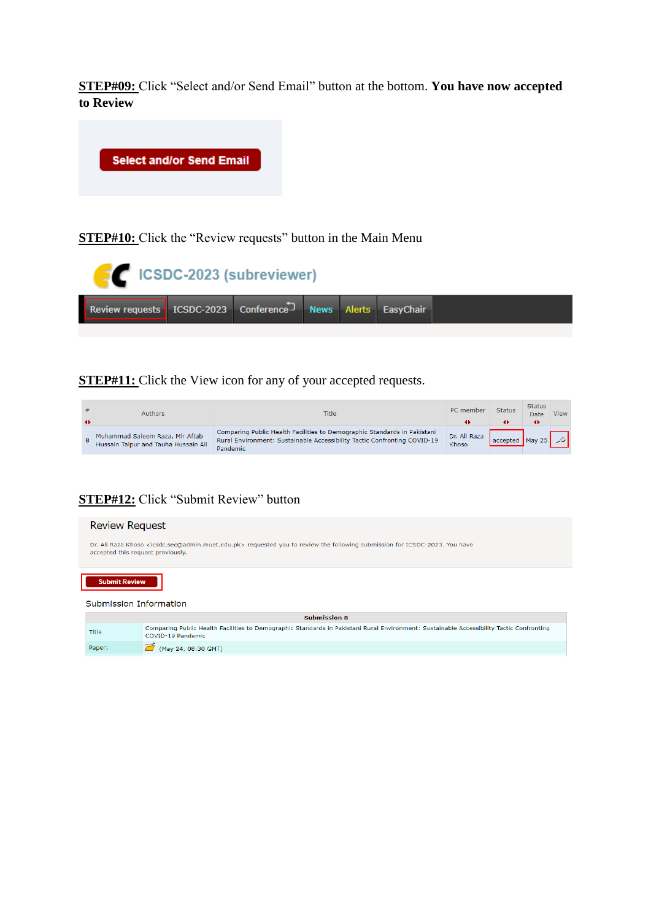**STEP#09:** Click "Select and/or Send Email" button at the bottom. **You have now accepted to Review**

Select and/or Send Email

**STEP#10:** Click the "Review requests" button in the Main Menu

ICSDC-2023 (subreviewer)

Review requests | ICSDC-2023 | Conference | News | Alerts | EasyChair

**STEP#11:** Click the View icon for any of your accepted requests.

| # | Authors | Title | PC member | Status | Status Date | View |
|---|---|---|---|---|---|---|
| 8 | Muhammad Saleem Raza, Mir Aftab Hussain Talpur and Tauha Hussain Ali | Comparing Public Health Facilities to Demographic Standards in Pakistani Rural Environment: Sustainable Accessibility Tactic Confronting COVID-19 Pandemic | Dr. Ali Raza Khoso | accepted | May 25 | |

**STEP#12:** Click "Submit Review" button

Review Request

Dr. Ali Raza Khoso <icsdc.sec@admin.muet.edu.pk> requested you to review the following submission for ICSDC-2023. You have accepted this request previously.

Submit Review

Submission Information

| Submission 8 | |
|---|---|
| Title | Comparing Public Health Facilities to Demographic Standards in Pakistani Rural Environment: Sustainable Accessibility Tactic Confronting COVID-19 Pandemic |
| Paper: | (May 24, 08:30 GMT) |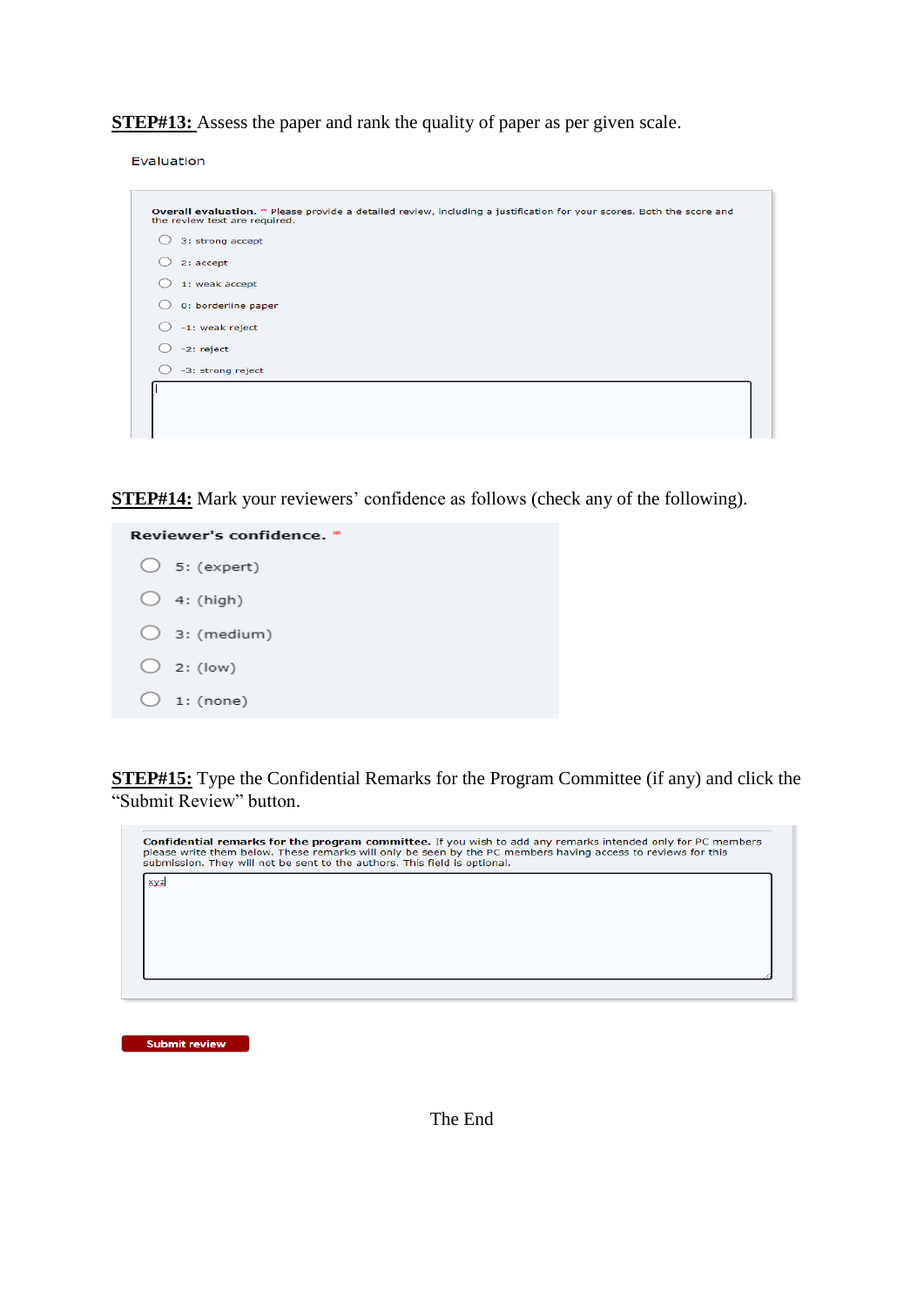**STEP#13:** Assess the paper and rank the quality of paper as per given scale.

Evaluation

**Overall evaluation.** * Please provide a detailed review, including a justification for your scores. Both the score and the review text are required.

- 3: strong accept
- 2: accept
- 1: weak accept
- 0: borderline paper
- -1: weak reject
- -2: reject
- -3: strong reject

**STEP#14:** Mark your reviewers' confidence as follows (check any of the following).

**Reviewer's confidence.** *

- 5: (expert)
- 4: (high)
- 3: (medium)
- 2: (low)
- 1: (none)

**STEP#15:** Type the Confidential Remarks for the Program Committee (if any) and click the "Submit Review" button.

**Confidential remarks for the program committee.** If you wish to add any remarks intended only for PC members please write them below. These remarks will only be seen by the PC members having access to reviews for this submission. They will not be sent to the authors. This field is optional.

xyz

Submit review

The End